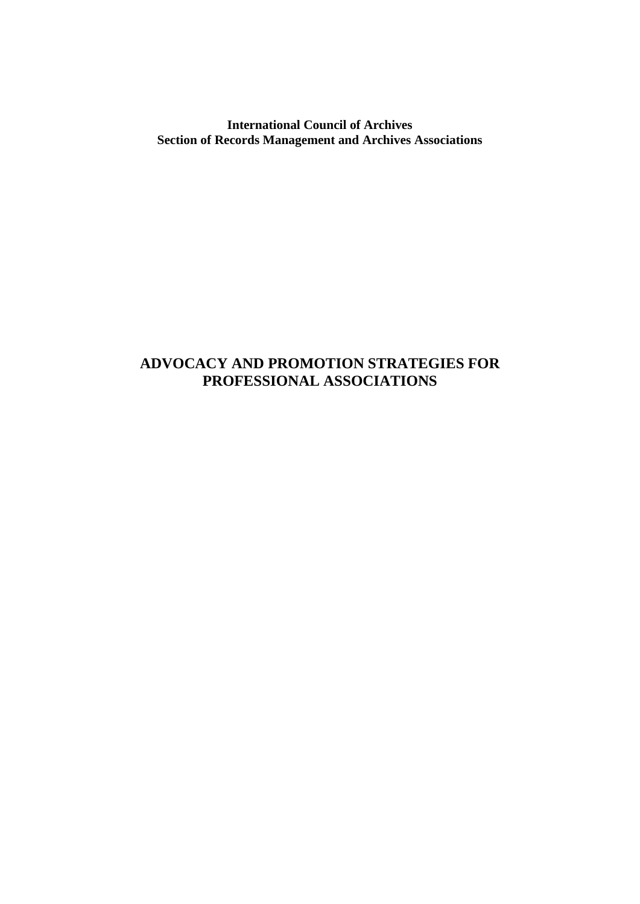**International Council of Archives**
**Section of Records Management and Archives Associations**

# ADVOCACY AND PROMOTION STRATEGIES FOR PROFESSIONAL ASSOCIATIONS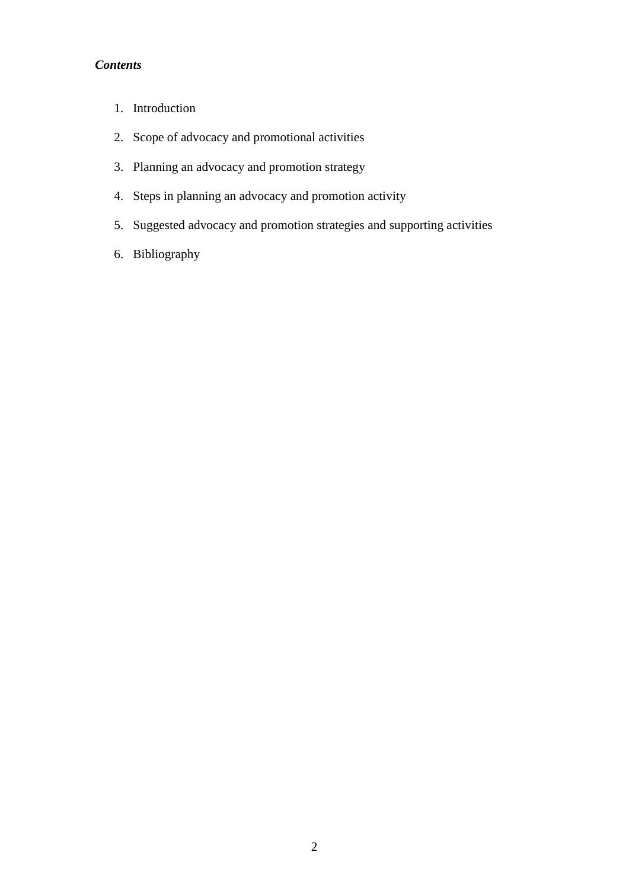***Contents***

1. Introduction
2. Scope of advocacy and promotional activities
3. Planning an advocacy and promotion strategy
4. Steps in planning an advocacy and promotion activity
5. Suggested advocacy and promotion strategies and supporting activities
6. Bibliography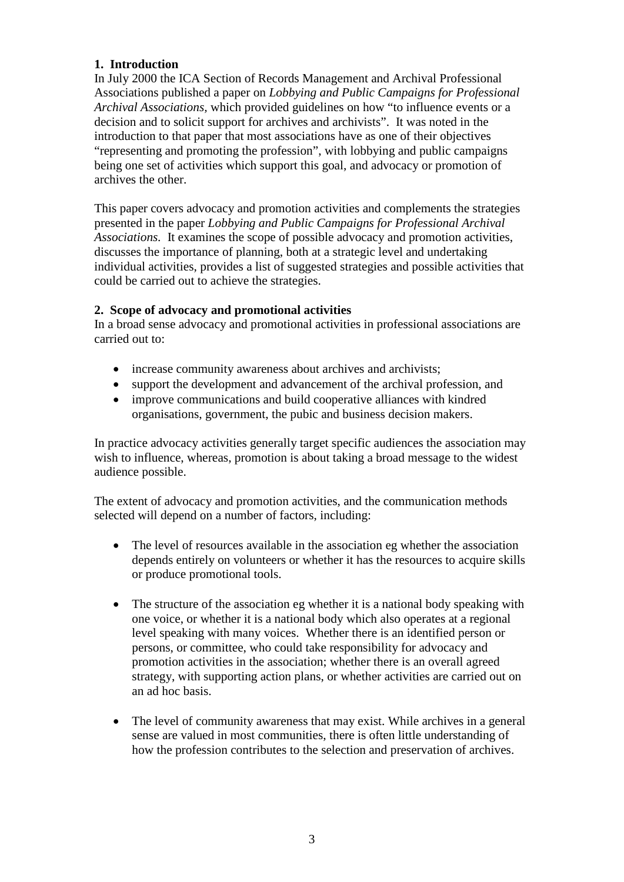## 1. Introduction

In July 2000 the ICA Section of Records Management and Archival Professional Associations published a paper on *Lobbying and Public Campaigns for Professional Archival Associations*, which provided guidelines on how "to influence events or a decision and to solicit support for archives and archivists". It was noted in the introduction to that paper that most associations have as one of their objectives "representing and promoting the profession", with lobbying and public campaigns being one set of activities which support this goal, and advocacy or promotion of archives the other.

This paper covers advocacy and promotion activities and complements the strategies presented in the paper *Lobbying and Public Campaigns for Professional Archival Associations.* It examines the scope of possible advocacy and promotion activities, discusses the importance of planning, both at a strategic level and undertaking individual activities, provides a list of suggested strategies and possible activities that could be carried out to achieve the strategies.

## 2. Scope of advocacy and promotional activities

In a broad sense advocacy and promotional activities in professional associations are carried out to:

- increase community awareness about archives and archivists;
- support the development and advancement of the archival profession, and
- improve communications and build cooperative alliances with kindred organisations, government, the pubic and business decision makers.

In practice advocacy activities generally target specific audiences the association may wish to influence, whereas, promotion is about taking a broad message to the widest audience possible.

The extent of advocacy and promotion activities, and the communication methods selected will depend on a number of factors, including:

- The level of resources available in the association eg whether the association depends entirely on volunteers or whether it has the resources to acquire skills or produce promotional tools.

- The structure of the association eg whether it is a national body speaking with one voice, or whether it is a national body which also operates at a regional level speaking with many voices. Whether there is an identified person or persons, or committee, who could take responsibility for advocacy and promotion activities in the association; whether there is an overall agreed strategy, with supporting action plans, or whether activities are carried out on an ad hoc basis.

- The level of community awareness that may exist. While archives in a general sense are valued in most communities, there is often little understanding of how the profession contributes to the selection and preservation of archives.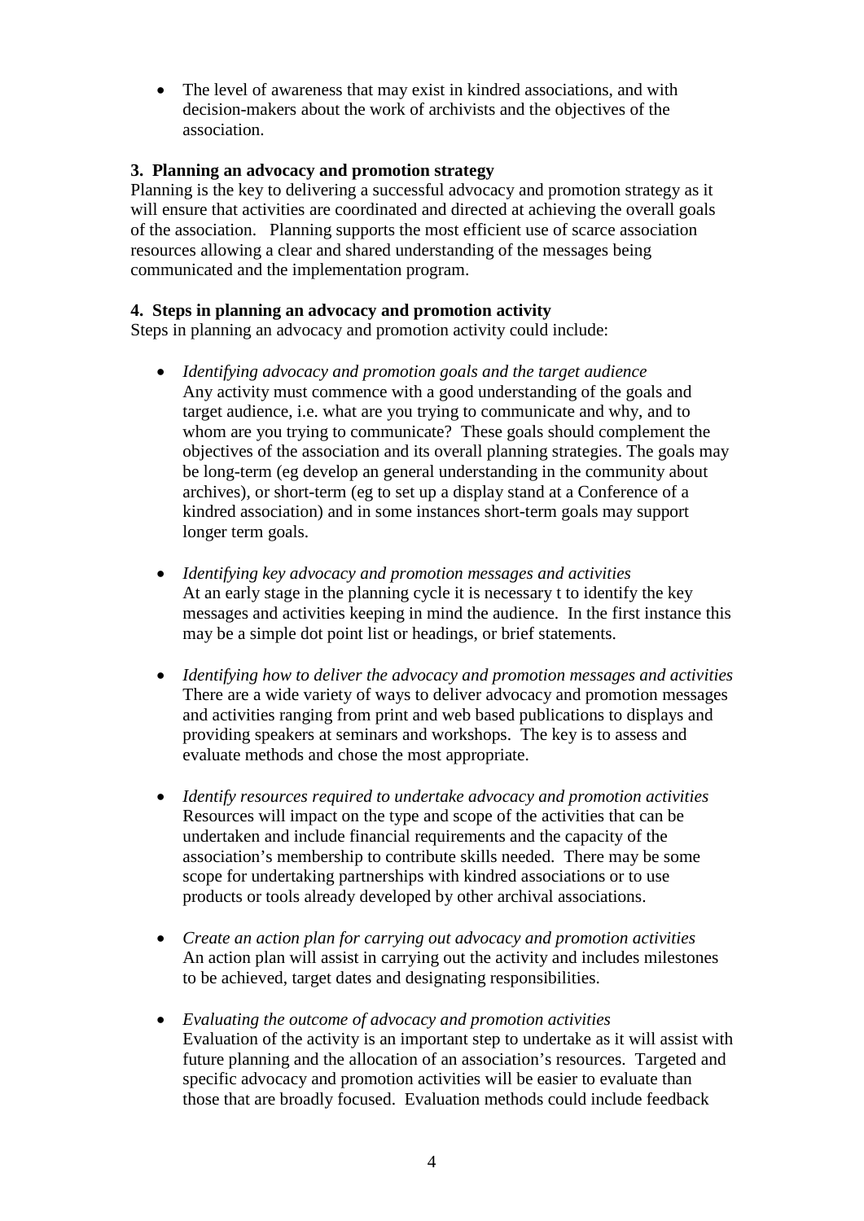- The level of awareness that may exist in kindred associations, and with decision-makers about the work of archivists and the objectives of the association.

**3. Planning an advocacy and promotion strategy**

Planning is the key to delivering a successful advocacy and promotion strategy as it will ensure that activities are coordinated and directed at achieving the overall goals of the association. Planning supports the most efficient use of scarce association resources allowing a clear and shared understanding of the messages being communicated and the implementation program.

**4. Steps in planning an advocacy and promotion activity**

Steps in planning an advocacy and promotion activity could include:

- *Identifying advocacy and promotion goals and the target audience*
  Any activity must commence with a good understanding of the goals and target audience, i.e. what are you trying to communicate and why, and to whom are you trying to communicate? These goals should complement the objectives of the association and its overall planning strategies. The goals may be long-term (eg develop an general understanding in the community about archives), or short-term (eg to set up a display stand at a Conference of a kindred association) and in some instances short-term goals may support longer term goals.

- *Identifying key advocacy and promotion messages and activities*
  At an early stage in the planning cycle it is necessary t to identify the key messages and activities keeping in mind the audience. In the first instance this may be a simple dot point list or headings, or brief statements.

- *Identifying how to deliver the advocacy and promotion messages and activities*
  There are a wide variety of ways to deliver advocacy and promotion messages and activities ranging from print and web based publications to displays and providing speakers at seminars and workshops. The key is to assess and evaluate methods and chose the most appropriate.

- *Identify resources required to undertake advocacy and promotion activities*
  Resources will impact on the type and scope of the activities that can be undertaken and include financial requirements and the capacity of the association's membership to contribute skills needed. There may be some scope for undertaking partnerships with kindred associations or to use products or tools already developed by other archival associations.

- *Create an action plan for carrying out advocacy and promotion activities*
  An action plan will assist in carrying out the activity and includes milestones to be achieved, target dates and designating responsibilities.

- *Evaluating the outcome of advocacy and promotion activities*
  Evaluation of the activity is an important step to undertake as it will assist with future planning and the allocation of an association's resources. Targeted and specific advocacy and promotion activities will be easier to evaluate than those that are broadly focused. Evaluation methods could include feedback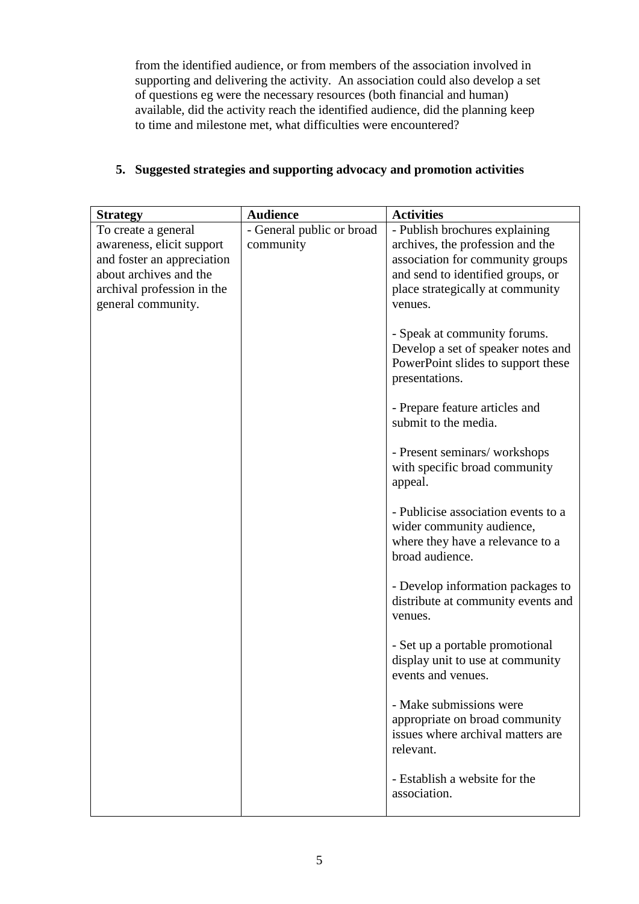from the identified audience, or from members of the association involved in supporting and delivering the activity. An association could also develop a set of questions eg were the necessary resources (both financial and human) available, did the activity reach the identified audience, did the planning keep to time and milestone met, what difficulties were encountered?

## 5. Suggested strategies and supporting advocacy and promotion activities

| Strategy | Audience | Activities |
|---|---|---|
| To create a general awareness, elicit support and foster an appreciation about archives and the archival profession in the general community. | - General public or broad community | - Publish brochures explaining archives, the profession and the association for community groups and send to identified groups, or place strategically at community venues.<br><br>- Speak at community forums. Develop a set of speaker notes and PowerPoint slides to support these presentations.<br><br>- Prepare feature articles and submit to the media.<br><br>- Present seminars/ workshops with specific broad community appeal.<br><br>- Publicise association events to a wider community audience, where they have a relevance to a broad audience.<br><br>- Develop information packages to distribute at community events and venues.<br><br>- Set up a portable promotional display unit to use at community events and venues.<br><br>- Make submissions were appropriate on broad community issues where archival matters are relevant.<br><br>- Establish a website for the association. |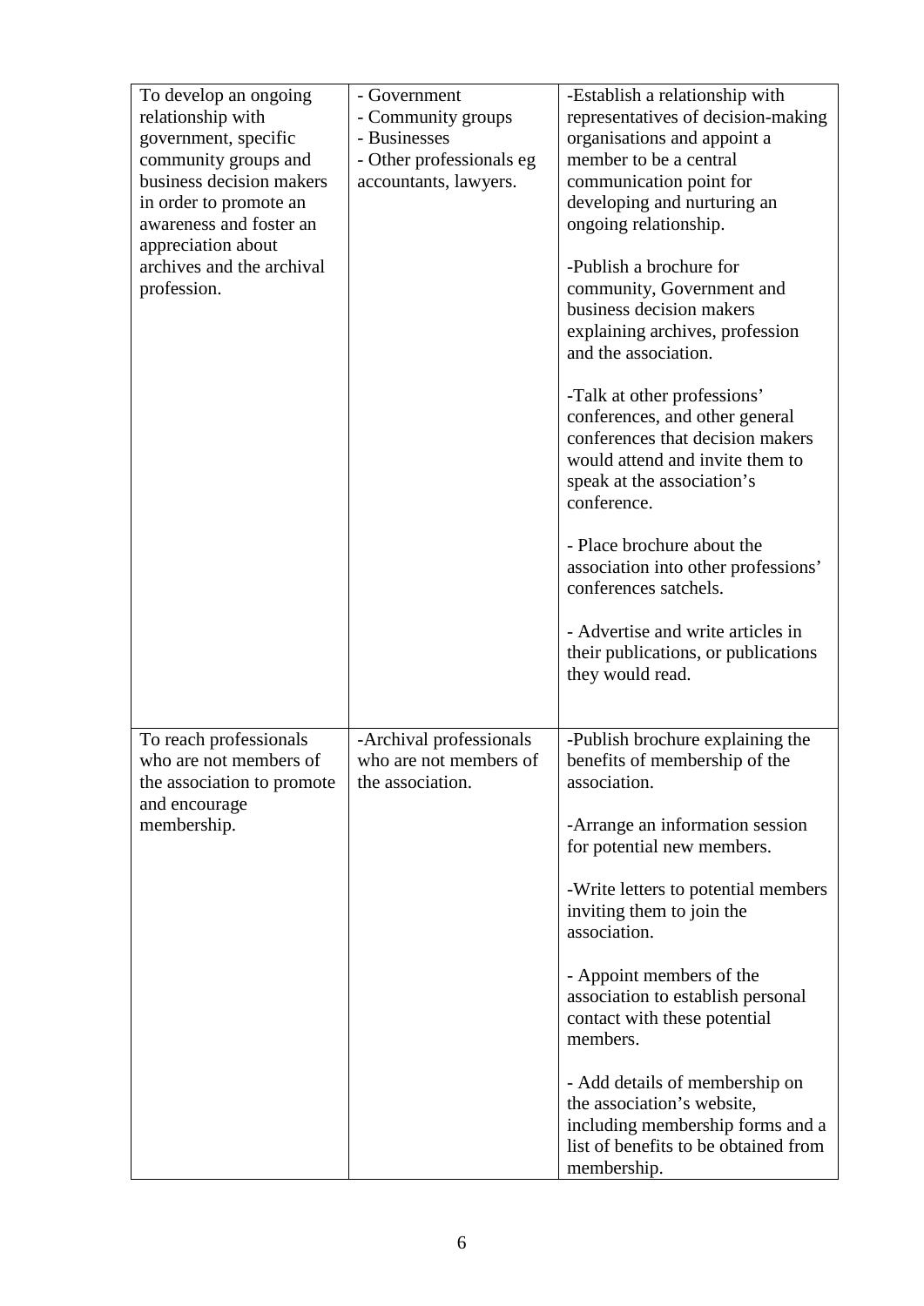| | | |
|---|---|---|
| To develop an ongoing relationship with government, specific community groups and business decision makers in order to promote an awareness and foster an appreciation about archives and the archival profession. | - Government<br>- Community groups<br>- Businesses<br>- Other professionals eg accountants, lawyers. | -Establish a relationship with representatives of decision-making organisations and appoint a member to be a central communication point for developing and nurturing an ongoing relationship.<br><br>-Publish a brochure for community, Government and business decision makers explaining archives, profession and the association.<br><br>-Talk at other professions' conferences, and other general conferences that decision makers would attend and invite them to speak at the association's conference.<br><br>- Place brochure about the association into other professions' conferences satchels.<br><br>- Advertise and write articles in their publications, or publications they would read. |
| To reach professionals who are not members of the association to promote and encourage membership. | -Archival professionals who are not members of the association. | -Publish brochure explaining the benefits of membership of the association.<br><br>-Arrange an information session for potential new members.<br><br>-Write letters to potential members inviting them to join the association.<br><br>- Appoint members of the association to establish personal contact with these potential members.<br><br>- Add details of membership on the association's website, including membership forms and a list of benefits to be obtained from membership. |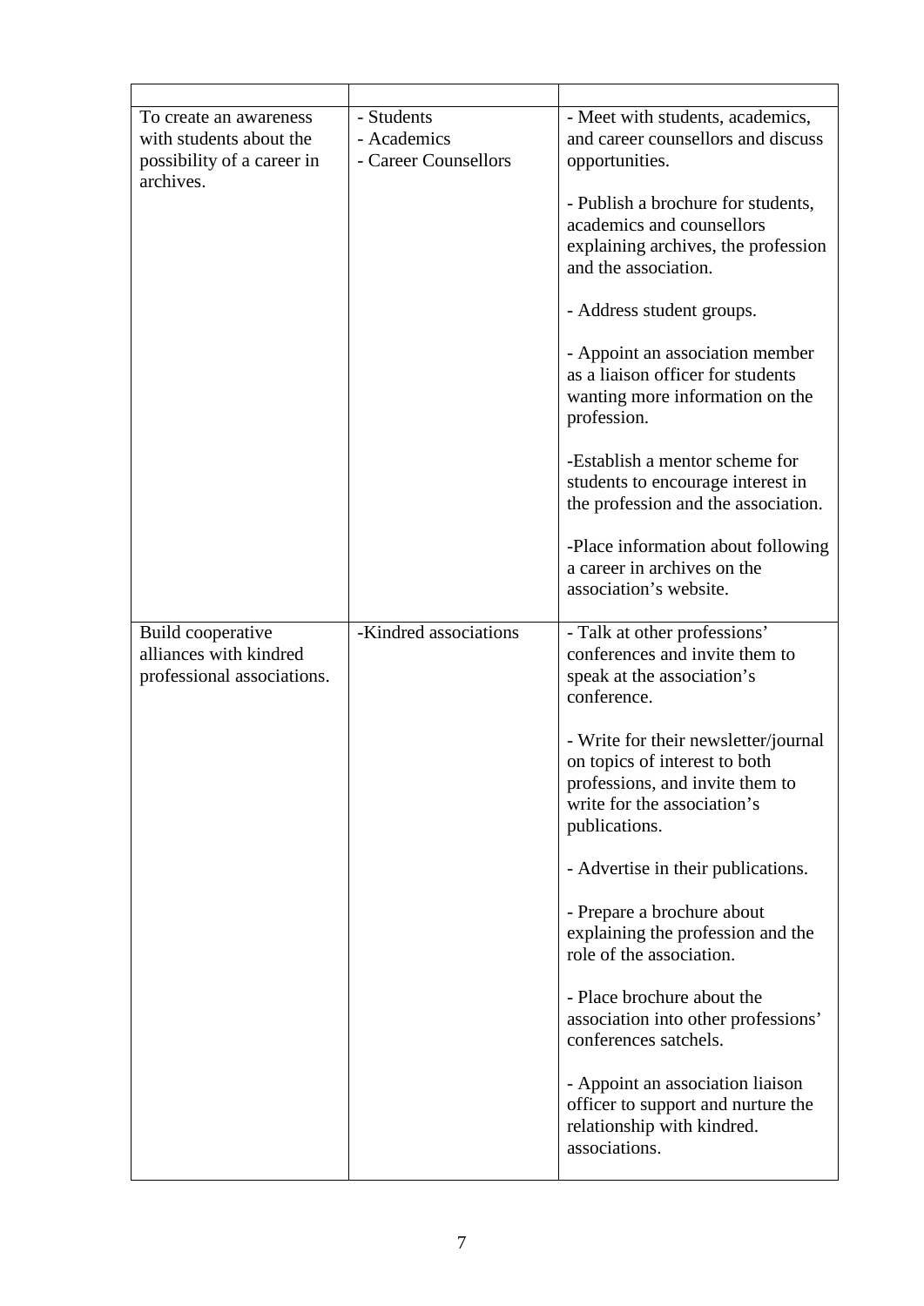| | | |
|---|---|---|
| To create an awareness with students about the possibility of a career in archives. | - Students<br>- Academics<br>- Career Counsellors | - Meet with students, academics, and career counsellors and discuss opportunities.<br><br>- Publish a brochure for students, academics and counsellors explaining archives, the profession and the association.<br><br>- Address student groups.<br><br>- Appoint an association member as a liaison officer for students wanting more information on the profession.<br><br>-Establish a mentor scheme for students to encourage interest in the profession and the association.<br><br>-Place information about following a career in archives on the association's website. |
| Build cooperative alliances with kindred professional associations. | -Kindred associations | - Talk at other professions' conferences and invite them to speak at the association's conference.<br><br>- Write for their newsletter/journal on topics of interest to both professions, and invite them to write for the association's publications.<br><br>- Advertise in their publications.<br><br>- Prepare a brochure about explaining the profession and the role of the association.<br><br>- Place brochure about the association into other professions' conferences satchels.<br><br>- Appoint an association liaison officer to support and nurture the relationship with kindred. associations. |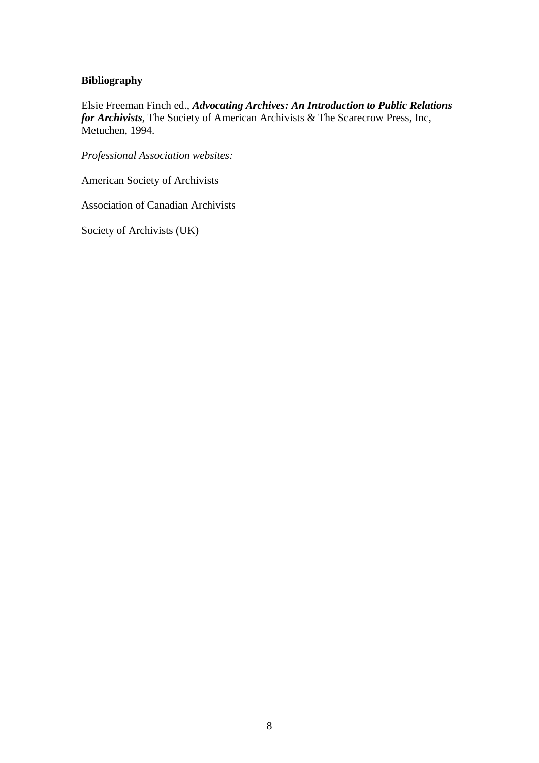**Bibliography**

Elsie Freeman Finch ed., ***Advocating Archives: An Introduction to Public Relations for Archivists***, The Society of American Archivists & The Scarecrow Press, Inc, Metuchen, 1994.

*Professional Association websites:*

American Society of Archivists

Association of Canadian Archivists

Society of Archivists (UK)